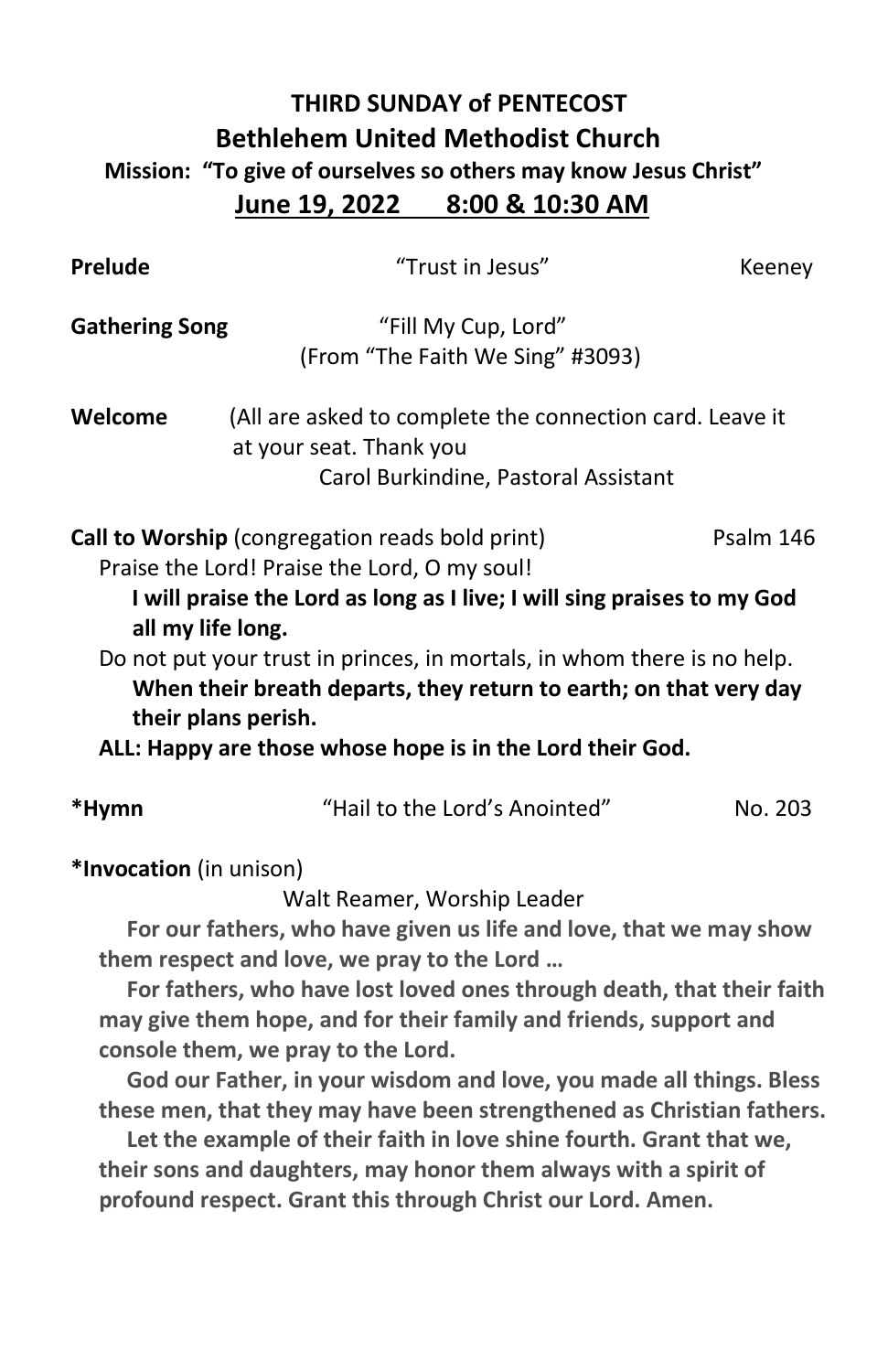# THIRD SUNDAY of PENTECOST

## Bethlehem United Methodist Church

**Mission: "To give of ourselves so others may know Jesus Christ"**

**June 19, 2022 8:00 & 10:30 AM**

**Prelude** "Trust in Jesus" Keeney

**Gathering Song** "Fill My Cup, Lord"
(From "The Faith We Sing" #3093)

**Welcome** (All are asked to complete the connection card. Leave it at your seat. Thank you
Carol Burkindine, Pastoral Assistant

**Call to Worship** (congregation reads bold print) Psalm 146

Praise the Lord! Praise the Lord, O my soul!

**I will praise the Lord as long as I live; I will sing praises to my God all my life long.**

Do not put your trust in princes, in mortals, in whom there is no help.

**When their breath departs, they return to earth; on that very day their plans perish.**

**ALL: Happy are those whose hope is in the Lord their God.**

**\*Hymn** "Hail to the Lord's Anointed" No. 203

**\*Invocation** (in unison)

Walt Reamer, Worship Leader

**For our fathers, who have given us life and love, that we may show them respect and love, we pray to the Lord …**

**For fathers, who have lost loved ones through death, that their faith may give them hope, and for their family and friends, support and console them, we pray to the Lord.**

**God our Father, in your wisdom and love, you made all things. Bless these men, that they may have been strengthened as Christian fathers.**

**Let the example of their faith in love shine fourth. Grant that we, their sons and daughters, may honor them always with a spirit of profound respect. Grant this through Christ our Lord. Amen.**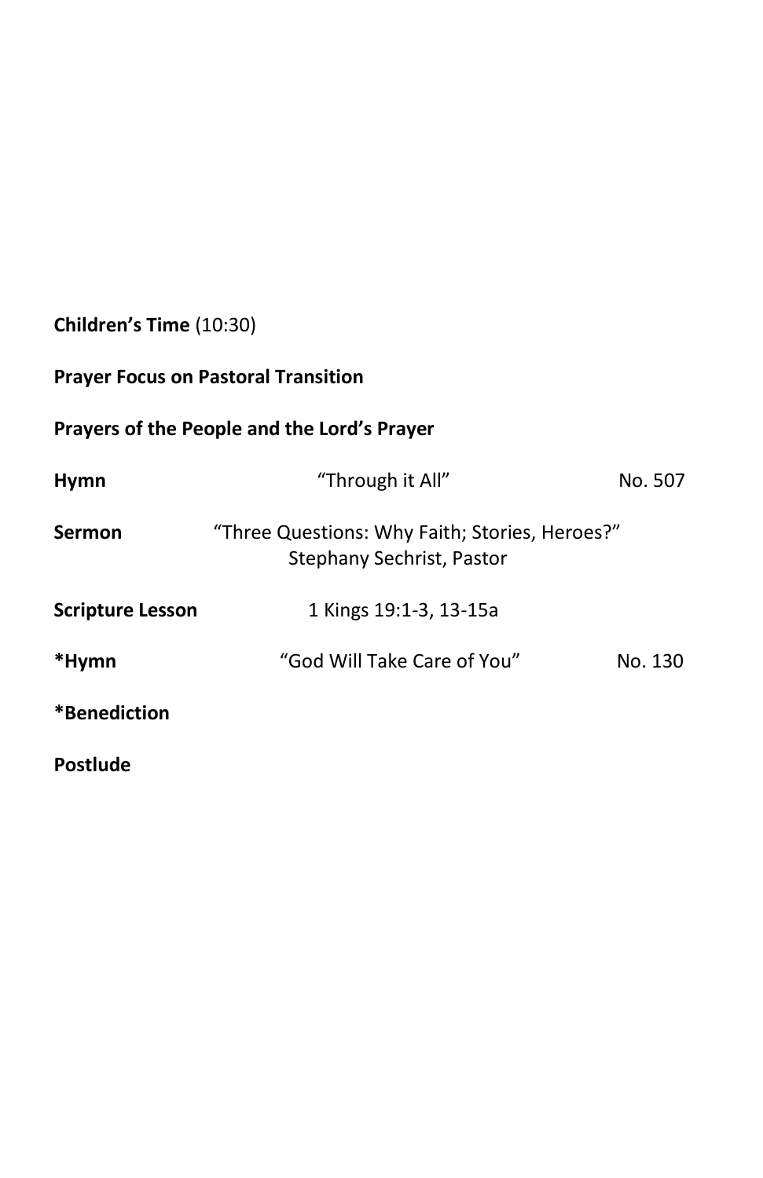**Children's Time** (10:30)

**Prayer Focus on Pastoral Transition**

**Prayers of the People and the Lord's Prayer**

**Hymn** "Through it All" No. 507

**Sermon** "Three Questions: Why Faith; Stories, Heroes?"
Stephany Sechrist, Pastor

**Scripture Lesson** 1 Kings 19:1-3, 13-15a

***Hymn** "God Will Take Care of You" No. 130

***Benediction**

**Postlude**